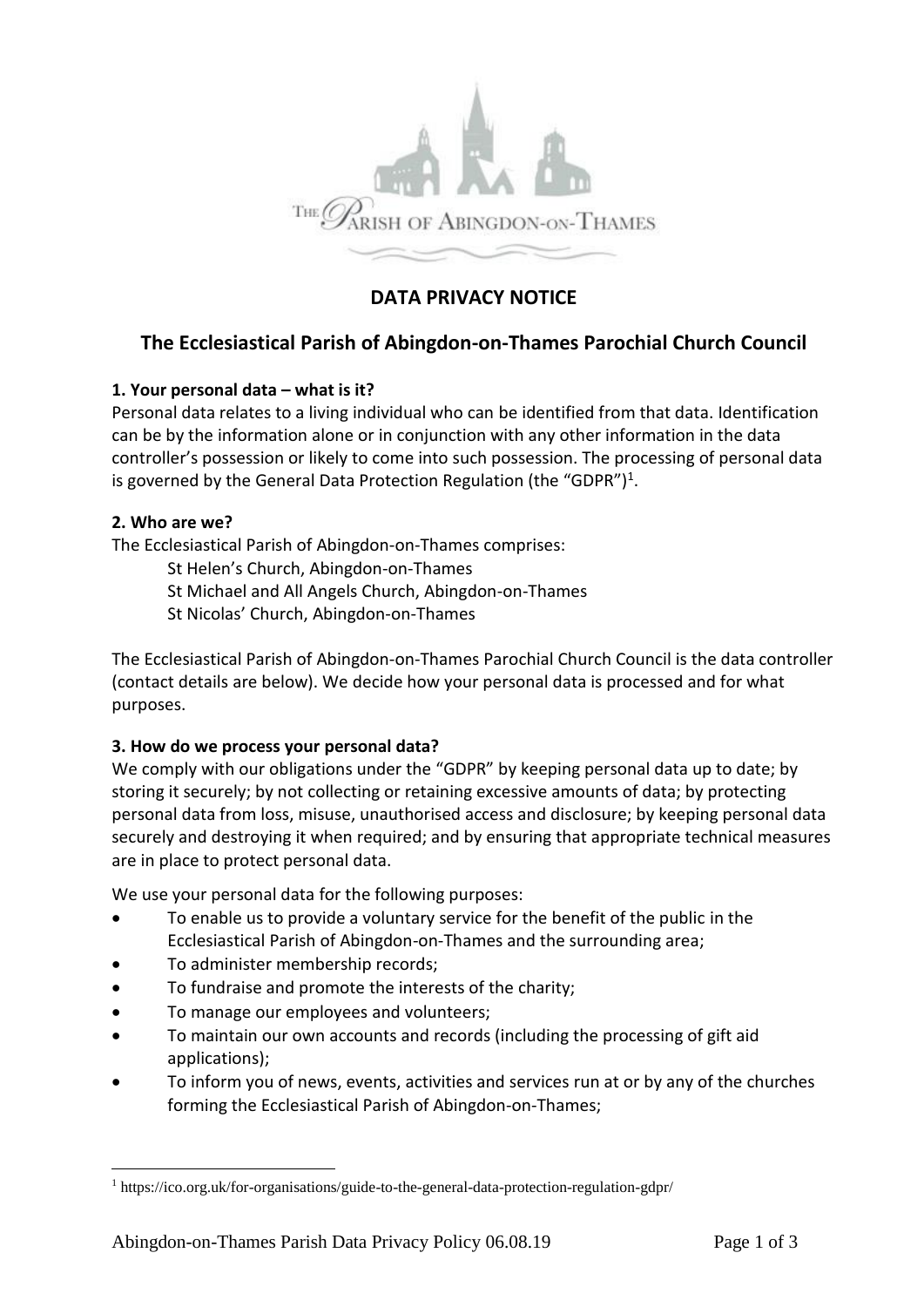# DATA PRIVACY NOTICE

## The Ecclesiastical Parish of Abingdon-on-Thames Parochial Church Council

### 1. Your personal data – what is it?

Personal data relates to a living individual who can be identified from that data. Identification can be by the information alone or in conjunction with any other information in the data controller's possession or likely to come into such possession. The processing of personal data is governed by the General Data Protection Regulation (the "GDPR")[1].

### 2. Who are we?

The Ecclesiastical Parish of Abingdon-on-Thames comprises:

St Helen's Church, Abingdon-on-Thames
St Michael and All Angels Church, Abingdon-on-Thames
St Nicolas' Church, Abingdon-on-Thames

The Ecclesiastical Parish of Abingdon-on-Thames Parochial Church Council is the data controller (contact details are below). We decide how your personal data is processed and for what purposes.

### 3. How do we process your personal data?

We comply with our obligations under the "GDPR" by keeping personal data up to date; by storing it securely; by not collecting or retaining excessive amounts of data; by protecting personal data from loss, misuse, unauthorised access and disclosure; by keeping personal data securely and destroying it when required; and by ensuring that appropriate technical measures are in place to protect personal data.

We use your personal data for the following purposes:

- To enable us to provide a voluntary service for the benefit of the public in the Ecclesiastical Parish of Abingdon-on-Thames and the surrounding area;
- To administer membership records;
- To fundraise and promote the interests of the charity;
- To manage our employees and volunteers;
- To maintain our own accounts and records (including the processing of gift aid applications);
- To inform you of news, events, activities and services run at or by any of the churches forming the Ecclesiastical Parish of Abingdon-on-Thames;

[1] https://ico.org.uk/for-organisations/guide-to-the-general-data-protection-regulation-gdpr/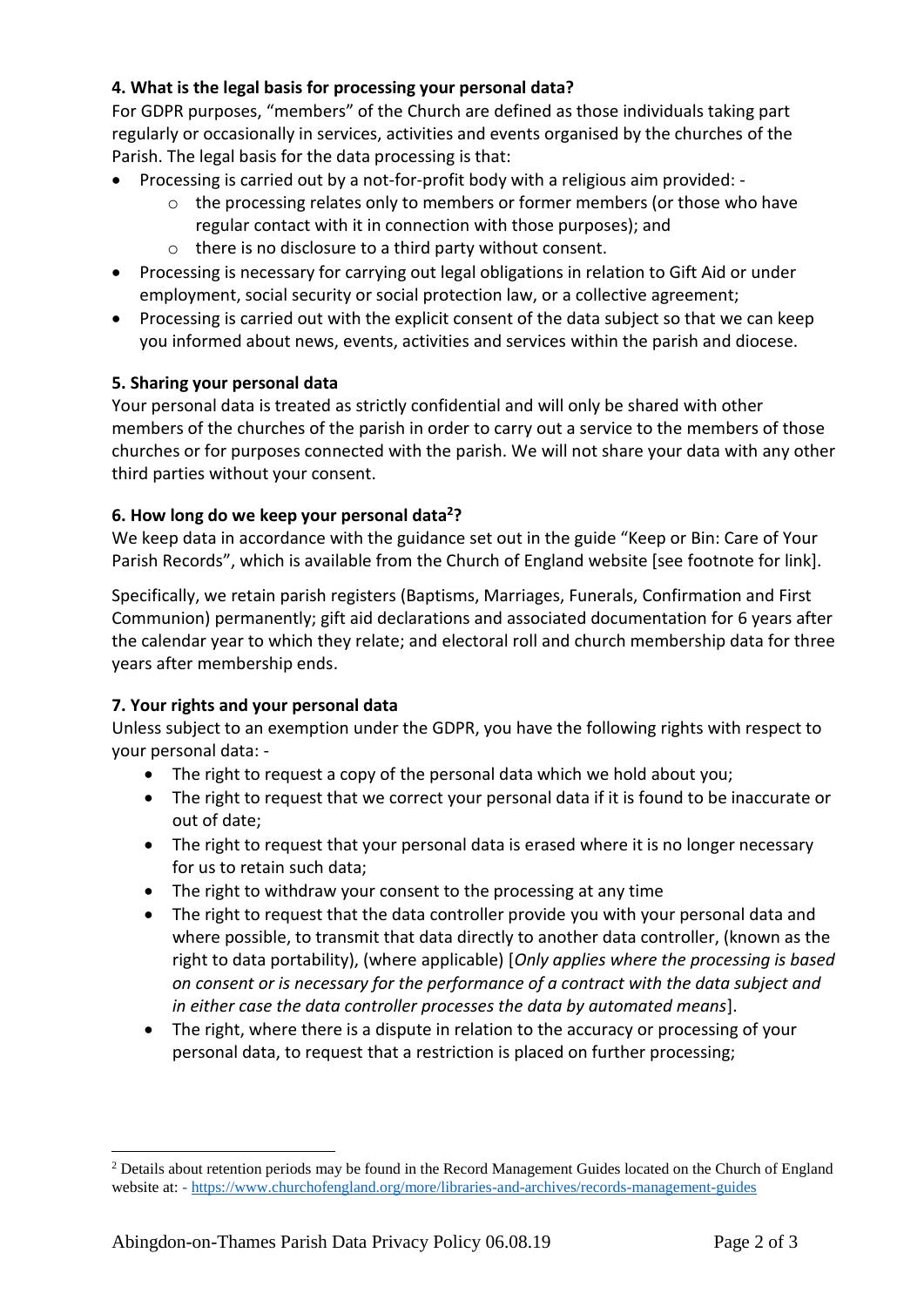**4. What is the legal basis for processing your personal data?**

For GDPR purposes, "members" of the Church are defined as those individuals taking part regularly or occasionally in services, activities and events organised by the churches of the Parish. The legal basis for the data processing is that:

- Processing is carried out by a not-for-profit body with a religious aim provided: -
  - the processing relates only to members or former members (or those who have regular contact with it in connection with those purposes); and
  - there is no disclosure to a third party without consent.
- Processing is necessary for carrying out legal obligations in relation to Gift Aid or under employment, social security or social protection law, or a collective agreement;
- Processing is carried out with the explicit consent of the data subject so that we can keep you informed about news, events, activities and services within the parish and diocese.

**5. Sharing your personal data**

Your personal data is treated as strictly confidential and will only be shared with other members of the churches of the parish in order to carry out a service to the members of those churches or for purposes connected with the parish. We will not share your data with any other third parties without your consent.

**6. How long do we keep your personal data[2]?**

We keep data in accordance with the guidance set out in the guide "Keep or Bin: Care of Your Parish Records", which is available from the Church of England website [see footnote for link].

Specifically, we retain parish registers (Baptisms, Marriages, Funerals, Confirmation and First Communion) permanently; gift aid declarations and associated documentation for 6 years after the calendar year to which they relate; and electoral roll and church membership data for three years after membership ends.

**7. Your rights and your personal data**

Unless subject to an exemption under the GDPR, you have the following rights with respect to your personal data: -

- The right to request a copy of the personal data which we hold about you;
- The right to request that we correct your personal data if it is found to be inaccurate or out of date;
- The right to request that your personal data is erased where it is no longer necessary for us to retain such data;
- The right to withdraw your consent to the processing at any time
- The right to request that the data controller provide you with your personal data and where possible, to transmit that data directly to another data controller, (known as the right to data portability), (where applicable) [*Only applies where the processing is based on consent or is necessary for the performance of a contract with the data subject and in either case the data controller processes the data by automated means*].
- The right, where there is a dispute in relation to the accuracy or processing of your personal data, to request that a restriction is placed on further processing;

---

[2] Details about retention periods may be found in the Record Management Guides located on the Church of England website at: - https://www.churchofengland.org/more/libraries-and-archives/records-management-guides

Abingdon-on-Thames Parish Data Privacy Policy 06.08.19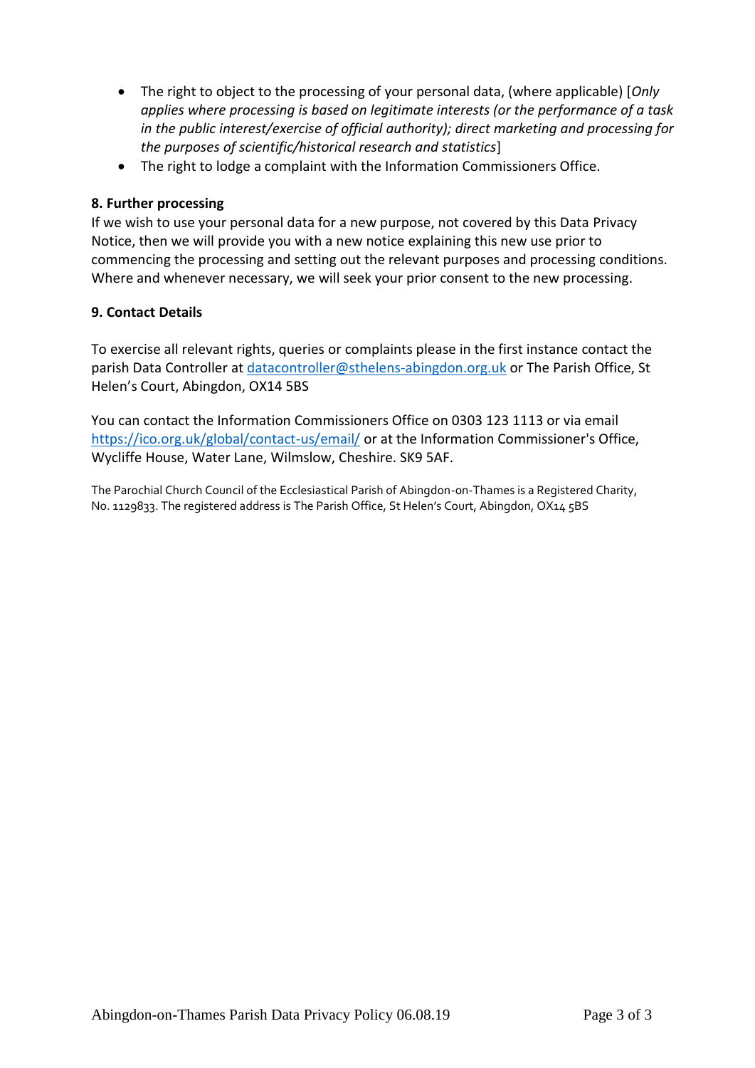- The right to object to the processing of your personal data, (where applicable) [*Only applies where processing is based on legitimate interests (or the performance of a task in the public interest/exercise of official authority); direct marketing and processing for the purposes of scientific/historical research and statistics*]
- The right to lodge a complaint with the Information Commissioners Office.

**8. Further processing**

If we wish to use your personal data for a new purpose, not covered by this Data Privacy Notice, then we will provide you with a new notice explaining this new use prior to commencing the processing and setting out the relevant purposes and processing conditions. Where and whenever necessary, we will seek your prior consent to the new processing.

**9. Contact Details**

To exercise all relevant rights, queries or complaints please in the first instance contact the parish Data Controller at [datacontroller@sthelens-abingdon.org.uk](mailto:datacontroller@sthelens-abingdon.org.uk) or The Parish Office, St Helen's Court, Abingdon, OX14 5BS

You can contact the Information Commissioners Office on 0303 123 1113 or via email [https://ico.org.uk/global/contact-us/email/](https://ico.org.uk/global/contact-us/email/) or at the Information Commissioner's Office, Wycliffe House, Water Lane, Wilmslow, Cheshire. SK9 5AF.

The Parochial Church Council of the Ecclesiastical Parish of Abingdon-on-Thames is a Registered Charity, No. 1129833. The registered address is The Parish Office, St Helen's Court, Abingdon, OX14 5BS